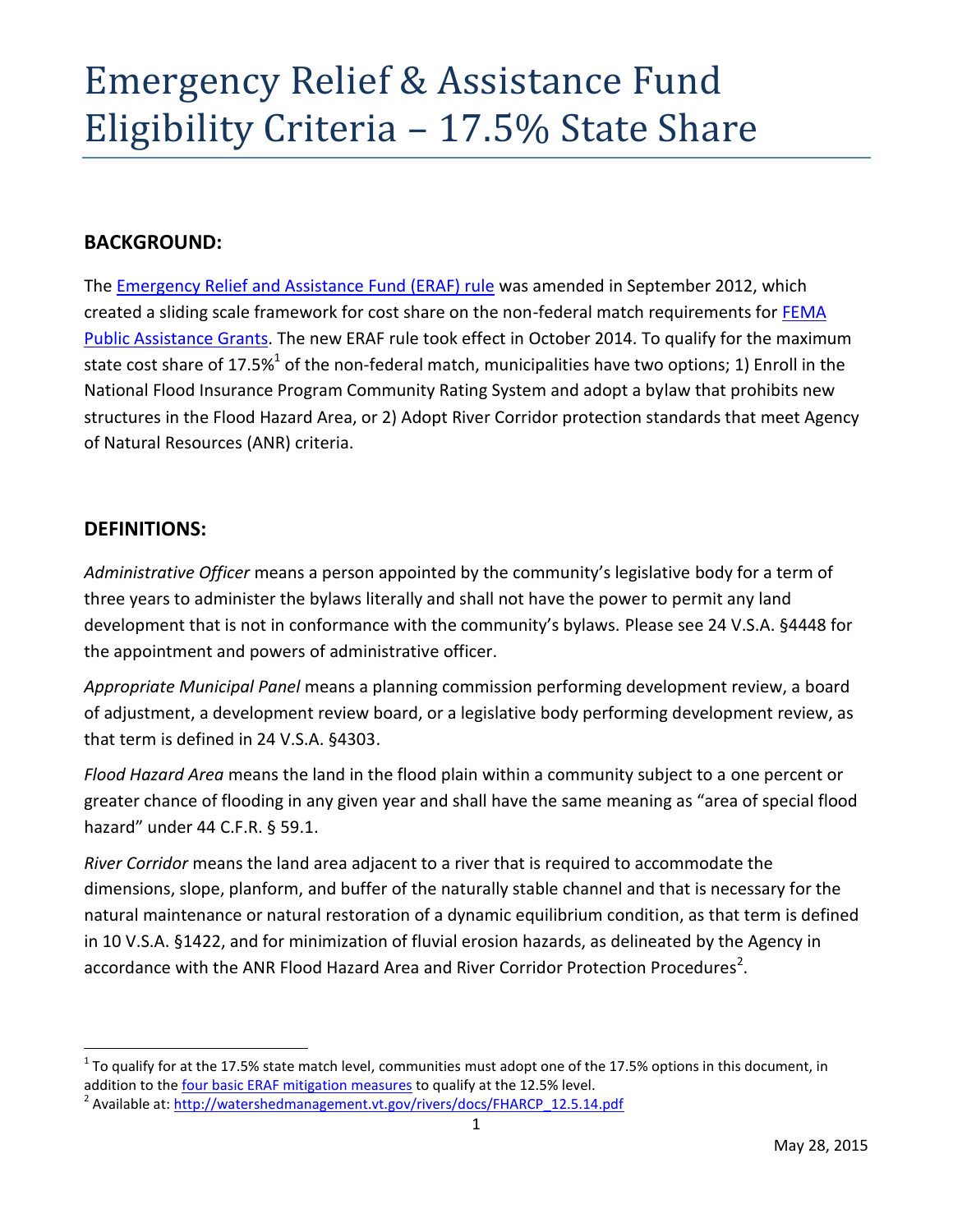# Emergency Relief & Assistance Fund Eligibility Criteria – 17.5% State Share

## BACKGROUND:

The Emergency Relief and Assistance Fund (ERAF) rule was amended in September 2012, which created a sliding scale framework for cost share on the non-federal match requirements for FEMA Public Assistance Grants. The new ERAF rule took effect in October 2014. To qualify for the maximum state cost share of 17.5%[1] of the non-federal match, municipalities have two options; 1) Enroll in the National Flood Insurance Program Community Rating System and adopt a bylaw that prohibits new structures in the Flood Hazard Area, or 2) Adopt River Corridor protection standards that meet Agency of Natural Resources (ANR) criteria.

## DEFINITIONS:

*Administrative Officer* means a person appointed by the community's legislative body for a term of three years to administer the bylaws literally and shall not have the power to permit any land development that is not in conformance with the community's bylaws. Please see 24 V.S.A. §4448 for the appointment and powers of administrative officer.

*Appropriate Municipal Panel* means a planning commission performing development review, a board of adjustment, a development review board, or a legislative body performing development review, as that term is defined in 24 V.S.A. §4303.

*Flood Hazard Area* means the land in the flood plain within a community subject to a one percent or greater chance of flooding in any given year and shall have the same meaning as "area of special flood hazard" under 44 C.F.R. § 59.1.

*River Corridor* means the land area adjacent to a river that is required to accommodate the dimensions, slope, planform, and buffer of the naturally stable channel and that is necessary for the natural maintenance or natural restoration of a dynamic equilibrium condition, as that term is defined in 10 V.S.A. §1422, and for minimization of fluvial erosion hazards, as delineated by the Agency in accordance with the ANR Flood Hazard Area and River Corridor Protection Procedures[2].

---

[1] To qualify for at the 17.5% state match level, communities must adopt one of the 17.5% options in this document, in addition to the four basic ERAF mitigation measures to qualify at the 12.5% level.

[2] Available at: http://watershedmanagement.vt.gov/rivers/docs/FHARCP_12.5.14.pdf

May 28, 2015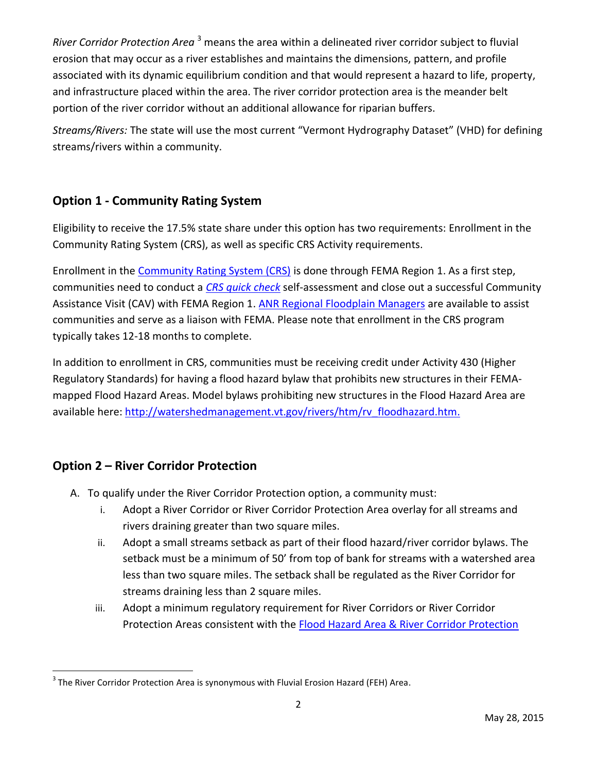*River Corridor Protection Area* [3] means the area within a delineated river corridor subject to fluvial erosion that may occur as a river establishes and maintains the dimensions, pattern, and profile associated with its dynamic equilibrium condition and that would represent a hazard to life, property, and infrastructure placed within the area. The river corridor protection area is the meander belt portion of the river corridor without an additional allowance for riparian buffers.

*Streams/Rivers:* The state will use the most current "Vermont Hydrography Dataset" (VHD) for defining streams/rivers within a community.

## Option 1 - Community Rating System

Eligibility to receive the 17.5% state share under this option has two requirements: Enrollment in the Community Rating System (CRS), as well as specific CRS Activity requirements.

Enrollment in the Community Rating System (CRS) is done through FEMA Region 1. As a first step, communities need to conduct a *CRS quick check* self-assessment and close out a successful Community Assistance Visit (CAV) with FEMA Region 1. ANR Regional Floodplain Managers are available to assist communities and serve as a liaison with FEMA. Please note that enrollment in the CRS program typically takes 12-18 months to complete.

In addition to enrollment in CRS, communities must be receiving credit under Activity 430 (Higher Regulatory Standards) for having a flood hazard bylaw that prohibits new structures in their FEMA-mapped Flood Hazard Areas. Model bylaws prohibiting new structures in the Flood Hazard Area are available here: http://watershedmanagement.vt.gov/rivers/htm/rv_floodhazard.htm.

## Option 2 – River Corridor Protection

A. To qualify under the River Corridor Protection option, a community must:
   i. Adopt a River Corridor or River Corridor Protection Area overlay for all streams and rivers draining greater than two square miles.
   ii. Adopt a small streams setback as part of their flood hazard/river corridor bylaws. The setback must be a minimum of 50' from top of bank for streams with a watershed area less than two square miles. The setback shall be regulated as the River Corridor for streams draining less than 2 square miles.
   iii. Adopt a minimum regulatory requirement for River Corridors or River Corridor Protection Areas consistent with the Flood Hazard Area & River Corridor Protection

[3] The River Corridor Protection Area is synonymous with Fluvial Erosion Hazard (FEH) Area.

May 28, 2015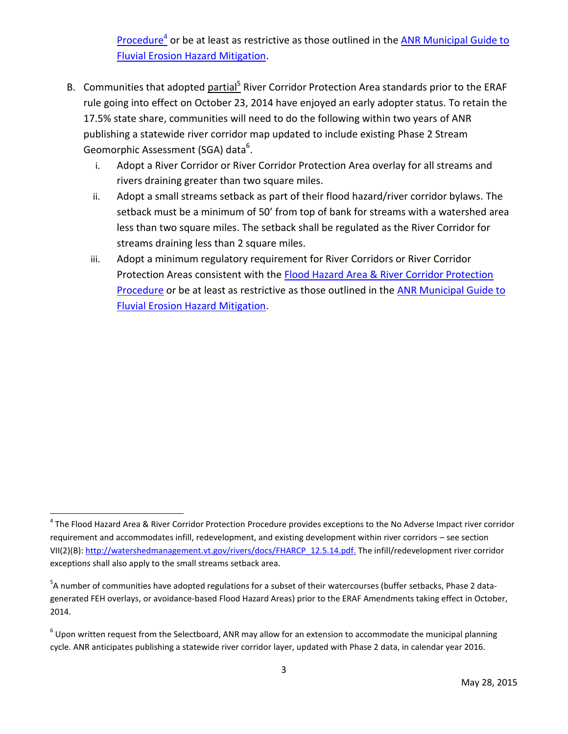[Procedure](http://watershedmanagement.vt.gov/rivers/docs/FHARCP_12.5.14.pdf)[4] or be at least as restrictive as those outlined in the ANR Municipal Guide to Fluvial Erosion Hazard Mitigation.

B. Communities that adopted partial[5] River Corridor Protection Area standards prior to the ERAF rule going into effect on October 23, 2014 have enjoyed an early adopter status. To retain the 17.5% state share, communities will need to do the following within two years of ANR publishing a statewide river corridor map updated to include existing Phase 2 Stream Geomorphic Assessment (SGA) data[6].

   i. Adopt a River Corridor or River Corridor Protection Area overlay for all streams and rivers draining greater than two square miles.

   ii. Adopt a small streams setback as part of their flood hazard/river corridor bylaws. The setback must be a minimum of 50' from top of bank for streams with a watershed area less than two square miles. The setback shall be regulated as the River Corridor for streams draining less than 2 square miles.

   iii. Adopt a minimum regulatory requirement for River Corridors or River Corridor Protection Areas consistent with the Flood Hazard Area & River Corridor Protection Procedure or be at least as restrictive as those outlined in the ANR Municipal Guide to Fluvial Erosion Hazard Mitigation.

---

[4] The Flood Hazard Area & River Corridor Protection Procedure provides exceptions to the No Adverse Impact river corridor requirement and accommodates infill, redevelopment, and existing development within river corridors – see section VII(2)(B): http://watershedmanagement.vt.gov/rivers/docs/FHARCP_12.5.14.pdf. The infill/redevelopment river corridor exceptions shall also apply to the small streams setback area.

[5] A number of communities have adopted regulations for a subset of their watercourses (buffer setbacks, Phase 2 data-generated FEH overlays, or avoidance-based Flood Hazard Areas) prior to the ERAF Amendments taking effect in October, 2014.

[6] Upon written request from the Selectboard, ANR may allow for an extension to accommodate the municipal planning cycle. ANR anticipates publishing a statewide river corridor layer, updated with Phase 2 data, in calendar year 2016.

May 28, 2015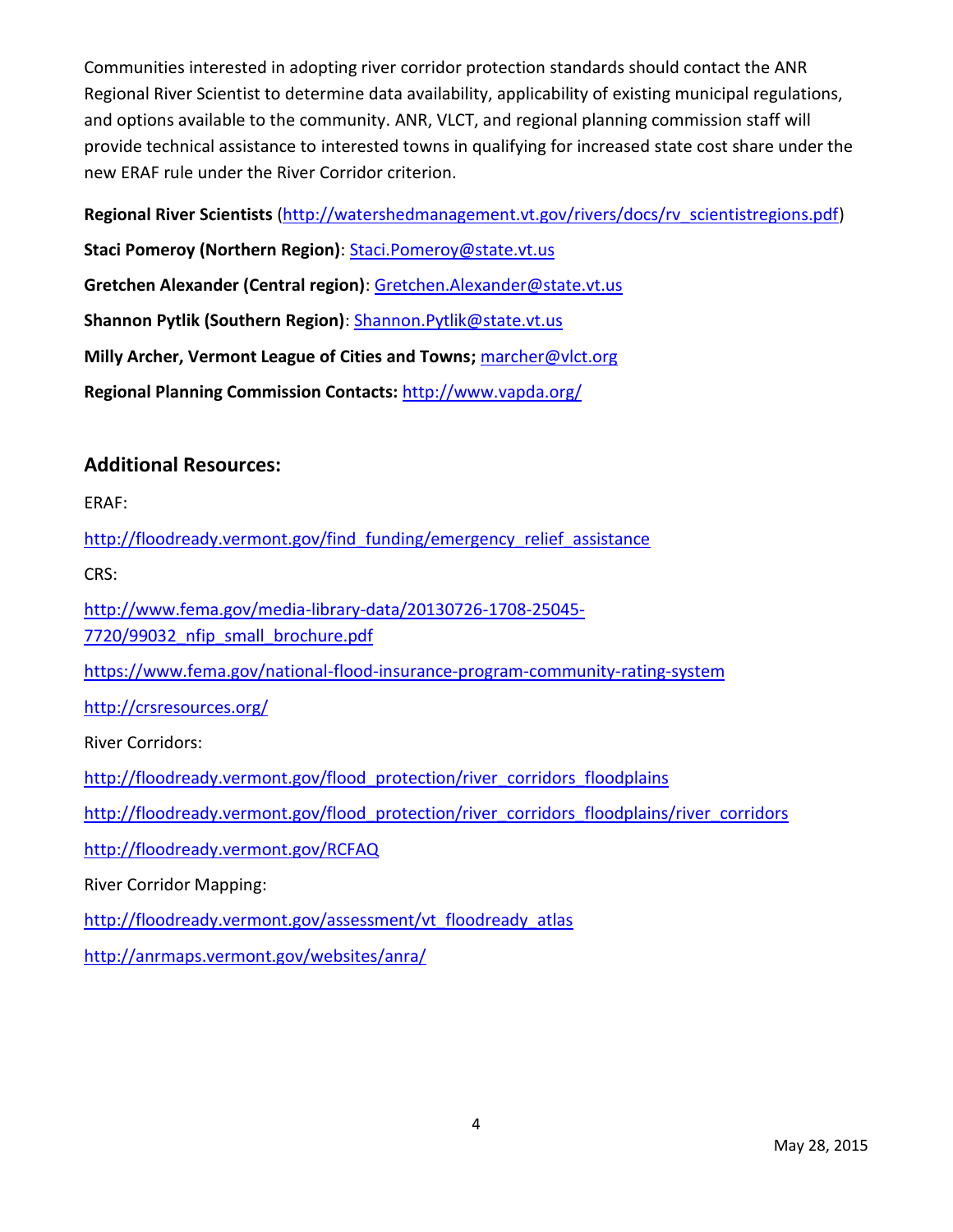Communities interested in adopting river corridor protection standards should contact the ANR Regional River Scientist to determine data availability, applicability of existing municipal regulations, and options available to the community. ANR, VLCT, and regional planning commission staff will provide technical assistance to interested towns in qualifying for increased state cost share under the new ERAF rule under the River Corridor criterion.

**Regional River Scientists** (http://watershedmanagement.vt.gov/rivers/docs/rv_scientistregions.pdf)

**Staci Pomeroy (Northern Region)**: Staci.Pomeroy@state.vt.us

**Gretchen Alexander (Central region)**: Gretchen.Alexander@state.vt.us

**Shannon Pytlik (Southern Region)**: Shannon.Pytlik@state.vt.us

**Milly Archer, Vermont League of Cities and Towns;** marcher@vlct.org

**Regional Planning Commission Contacts:** http://www.vapda.org/

## Additional Resources:

ERAF:

http://floodready.vermont.gov/find_funding/emergency_relief_assistance

CRS:

http://www.fema.gov/media-library-data/20130726-1708-25045-7720/99032_nfip_small_brochure.pdf

https://www.fema.gov/national-flood-insurance-program-community-rating-system

http://crsresources.org/

River Corridors:

http://floodready.vermont.gov/flood_protection/river_corridors_floodplains

http://floodready.vermont.gov/flood_protection/river_corridors_floodplains/river_corridors

http://floodready.vermont.gov/RCFAQ

River Corridor Mapping:

http://floodready.vermont.gov/assessment/vt_floodready_atlas

http://anrmaps.vermont.gov/websites/anra/

May 28, 2015